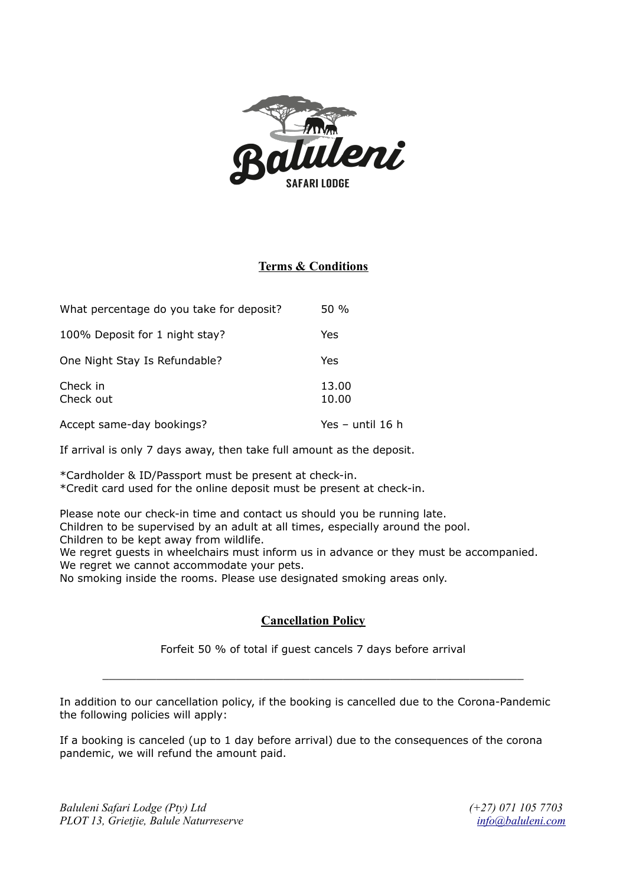## Terms & Conditions

| | |
|---|---|
| What percentage do you take for deposit? | 50 % |
| 100% Deposit for 1 night stay? | Yes |
| One Night Stay Is Refundable? | Yes |
| Check in<br>Check out | 13.00<br>10.00 |
| Accept same-day bookings? | Yes – until 16 h |

If arrival is only 7 days away, then take full amount as the deposit.

*Cardholder & ID/Passport must be present at check-in.
*Credit card used for the online deposit must be present at check-in.

Please note our check-in time and contact us should you be running late.
Children to be supervised by an adult at all times, especially around the pool.
Children to be kept away from wildlife.
We regret guests in wheelchairs must inform us in advance or they must be accompanied.
We regret we cannot accommodate your pets.
No smoking inside the rooms. Please use designated smoking areas only.

## Cancellation Policy

Forfeit 50 % of total if guest cancels 7 days before arrival

---

In addition to our cancellation policy, if the booking is cancelled due to the Corona-Pandemic the following policies will apply:

If a booking is canceled (up to 1 day before arrival) due to the consequences of the corona pandemic, we will refund the amount paid.

*Baluleni Safari Lodge (Pty) Ltd*
*PLOT 13, Grietjie, Balule Naturreserve*

*(+27) 071 105 7703*
*info@baluleni.com*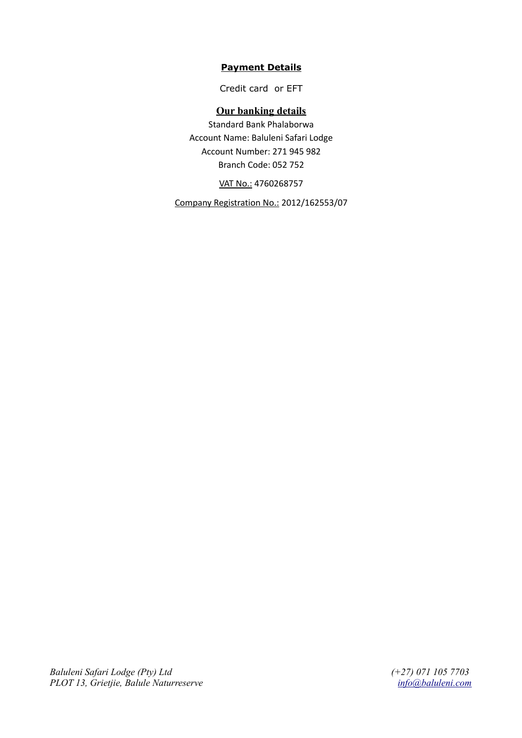**Payment Details**

Credit card or EFT

**Our banking details**

Standard Bank Phalaborwa

Account Name: Baluleni Safari Lodge

Account Number: 271 945 982

Branch Code: 052 752

VAT No.: 4760268757

Company Registration No.: 2012/162553/07